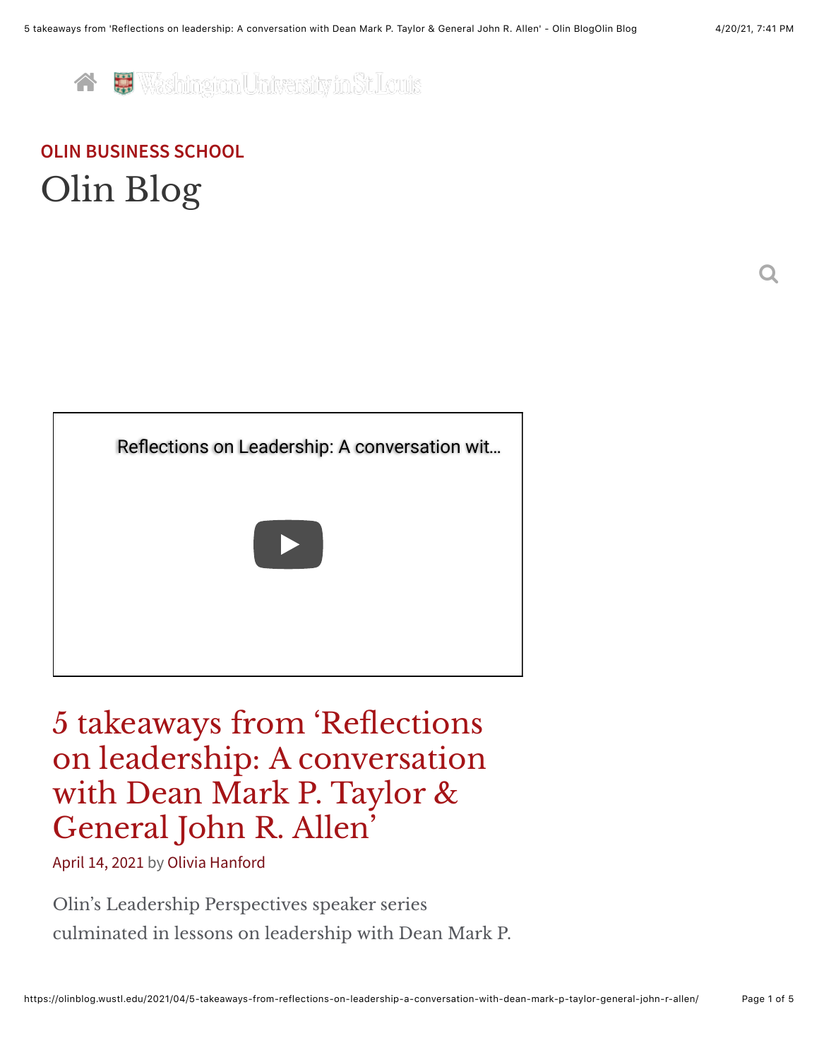OLIN BUSINESS SCHOOL

# Olin Blog

Reflections on Leadership: A conversation wit…

# 5 takeaways from 'Reflections on leadership: A conversation with Dean Mark P. Taylor & General John R. Allen'

April 14, 2021 by Olivia Hanford

Olin's Leadership Perspectives speaker series culminated in lessons on leadership with Dean Mark P.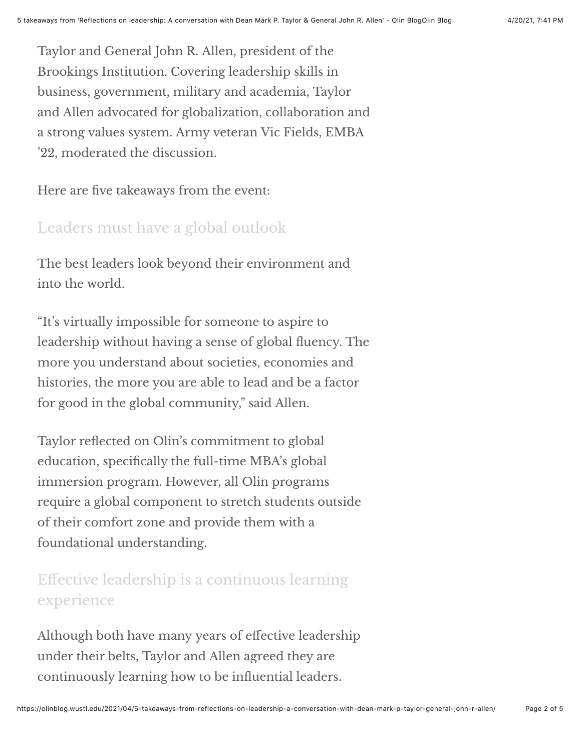Taylor and General John R. Allen, president of the Brookings Institution. Covering leadership skills in business, government, military and academia, Taylor and Allen advocated for globalization, collaboration and a strong values system. Army veteran Vic Fields, EMBA '22, moderated the discussion.

Here are five takeaways from the event:

## Leaders must have a global outlook

The best leaders look beyond their environment and into the world.

"It's virtually impossible for someone to aspire to leadership without having a sense of global fluency. The more you understand about societies, economies and histories, the more you are able to lead and be a factor for good in the global community," said Allen.

Taylor reflected on Olin's commitment to global education, specifically the full-time MBA's global immersion program. However, all Olin programs require a global component to stretch students outside of their comfort zone and provide them with a foundational understanding.

## Effective leadership is a continuous learning experience

Although both have many years of effective leadership under their belts, Taylor and Allen agreed they are continuously learning how to be influential leaders.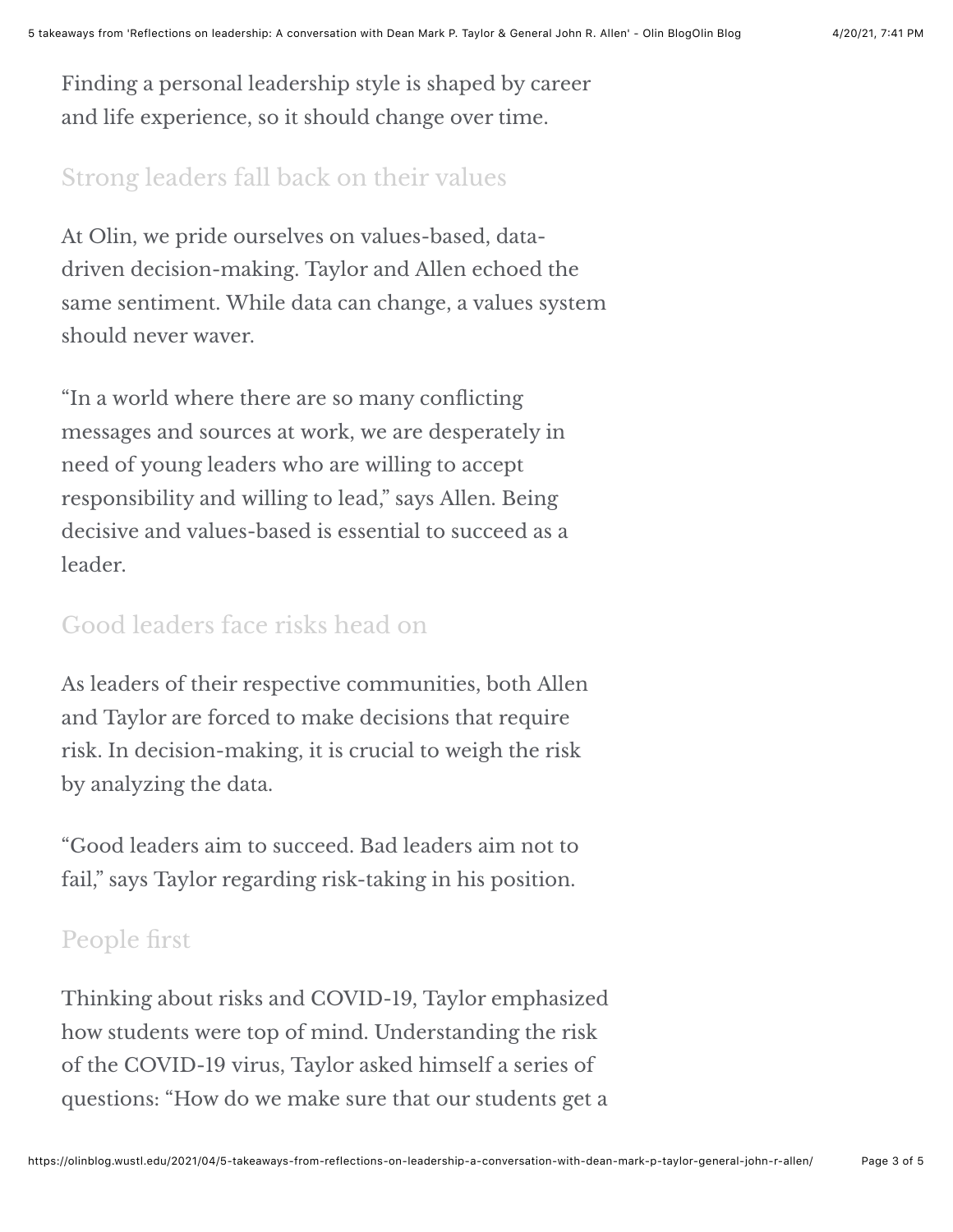Finding a personal leadership style is shaped by career and life experience, so it should change over time.

## Strong leaders fall back on their values

At Olin, we pride ourselves on values-based, data-driven decision-making. Taylor and Allen echoed the same sentiment. While data can change, a values system should never waver.

"In a world where there are so many conflicting messages and sources at work, we are desperately in need of young leaders who are willing to accept responsibility and willing to lead," says Allen. Being decisive and values-based is essential to succeed as a leader.

## Good leaders face risks head on

As leaders of their respective communities, both Allen and Taylor are forced to make decisions that require risk. In decision-making, it is crucial to weigh the risk by analyzing the data.

"Good leaders aim to succeed. Bad leaders aim not to fail," says Taylor regarding risk-taking in his position.

## People first

Thinking about risks and COVID-19, Taylor emphasized how students were top of mind. Understanding the risk of the COVID-19 virus, Taylor asked himself a series of questions: "How do we make sure that our students get a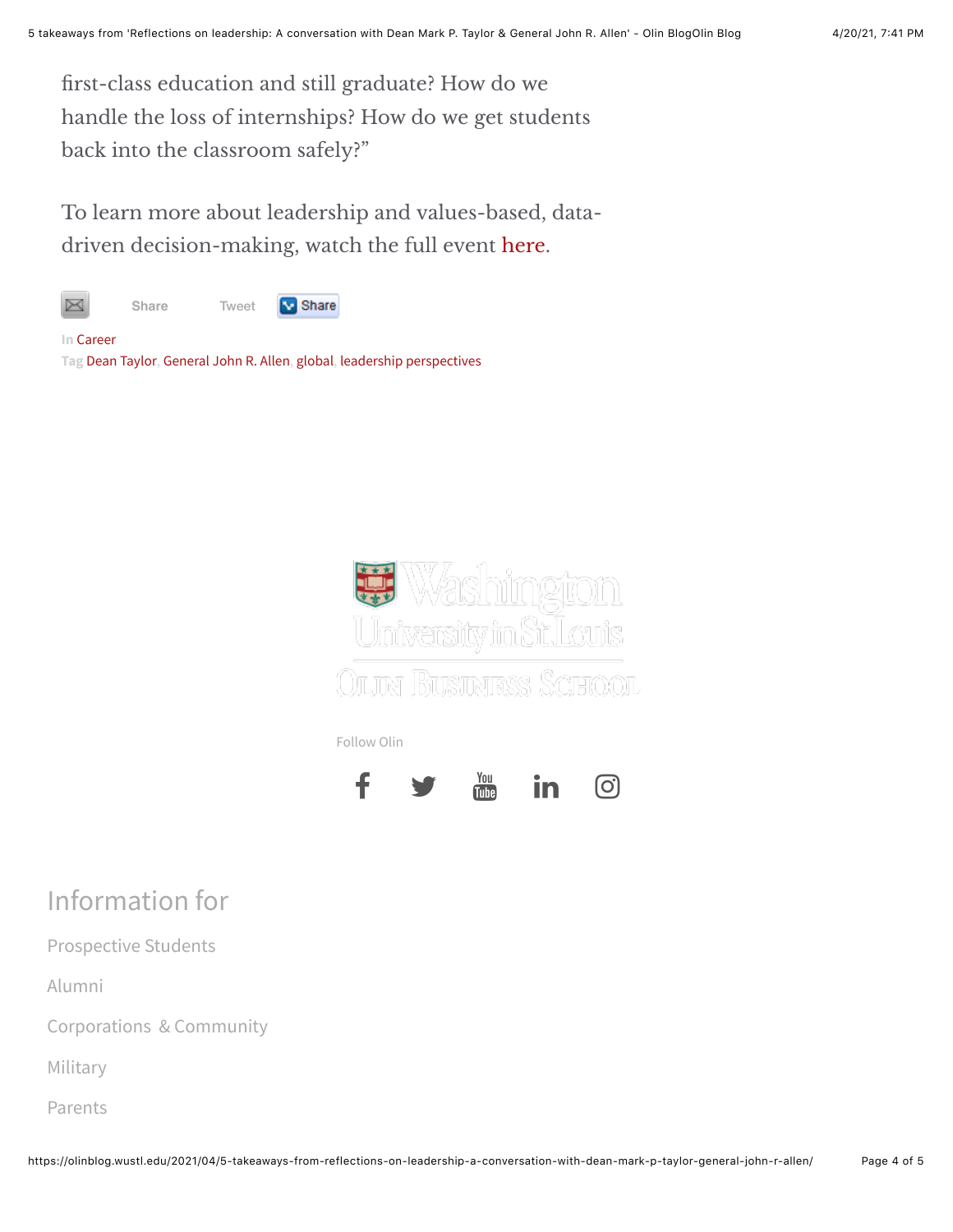first-class education and still graduate? How do we handle the loss of internships? How do we get students back into the classroom safely?"

To learn more about leadership and values-based, data-driven decision-making, watch the full event here.

Share Tweet Share

In Career

Tag Dean Taylor, General John R. Allen, global, leadership perspectives

Washington University in St. Louis

Olin Business School

Follow Olin

## Information for

Prospective Students

Alumni

Corporations & Community

Military

Parents